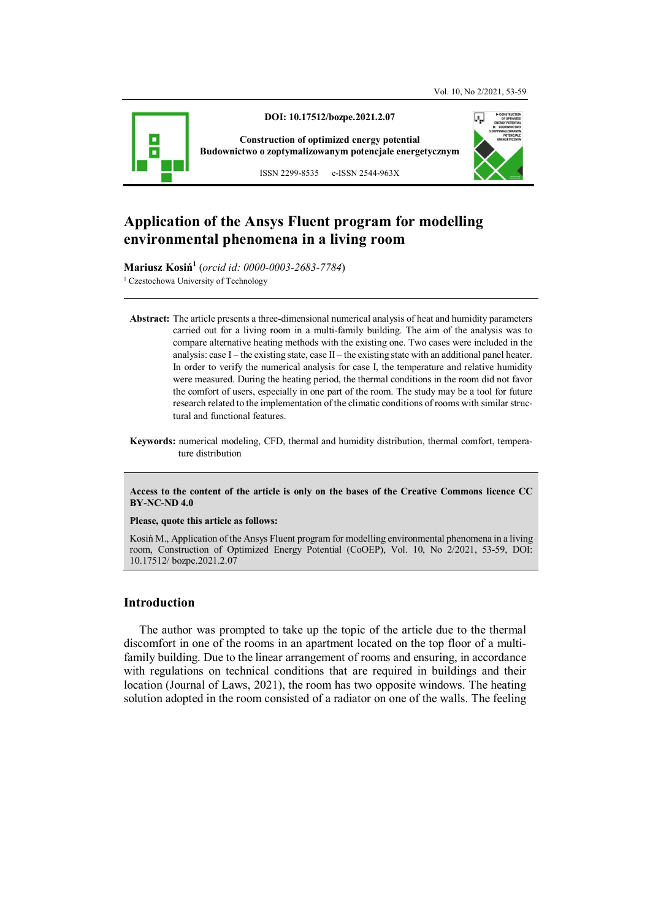DOI: 10.17512/bozpe.2021.2.07

Construction of optimized energy potential
Budownictwo o zoptymalizowanym potencjale energetycznym

ISSN 2299-8535 e-ISSN 2544-963X

# Application of the Ansys Fluent program for modelling environmental phenomena in a living room

**Mariusz Kosiń**[1] (*orcid id: 0000-0003-2683-7784*)
[1] Czestochowa University of Technology

**Abstract:** The article presents a three-dimensional numerical analysis of heat and humidity parameters carried out for a living room in a multi-family building. The aim of the analysis was to compare alternative heating methods with the existing one. Two cases were included in the analysis: case I – the existing state, case II – the existing state with an additional panel heater. In order to verify the numerical analysis for case I, the temperature and relative humidity were measured. During the heating period, the thermal conditions in the room did not favor the comfort of users, especially in one part of the room. The study may be a tool for future research related to the implementation of the climatic conditions of rooms with similar structural and functional features.

**Keywords:** numerical modeling, CFD, thermal and humidity distribution, thermal comfort, temperature distribution

**Access to the content of the article is only on the bases of the Creative Commons licence CC BY-NC-ND 4.0**

**Please, quote this article as follows:**

Kosiń M., Application of the Ansys Fluent program for modelling environmental phenomena in a living room, Construction of Optimized Energy Potential (CoOEP), Vol. 10, No 2/2021, 53-59, DOI: 10.17512/ bozpe.2021.2.07

## Introduction

The author was prompted to take up the topic of the article due to the thermal discomfort in one of the rooms in an apartment located on the top floor of a multi-family building. Due to the linear arrangement of rooms and ensuring, in accordance with regulations on technical conditions that are required in buildings and their location (Journal of Laws, 2021), the room has two opposite windows. The heating solution adopted in the room consisted of a radiator on one of the walls. The feeling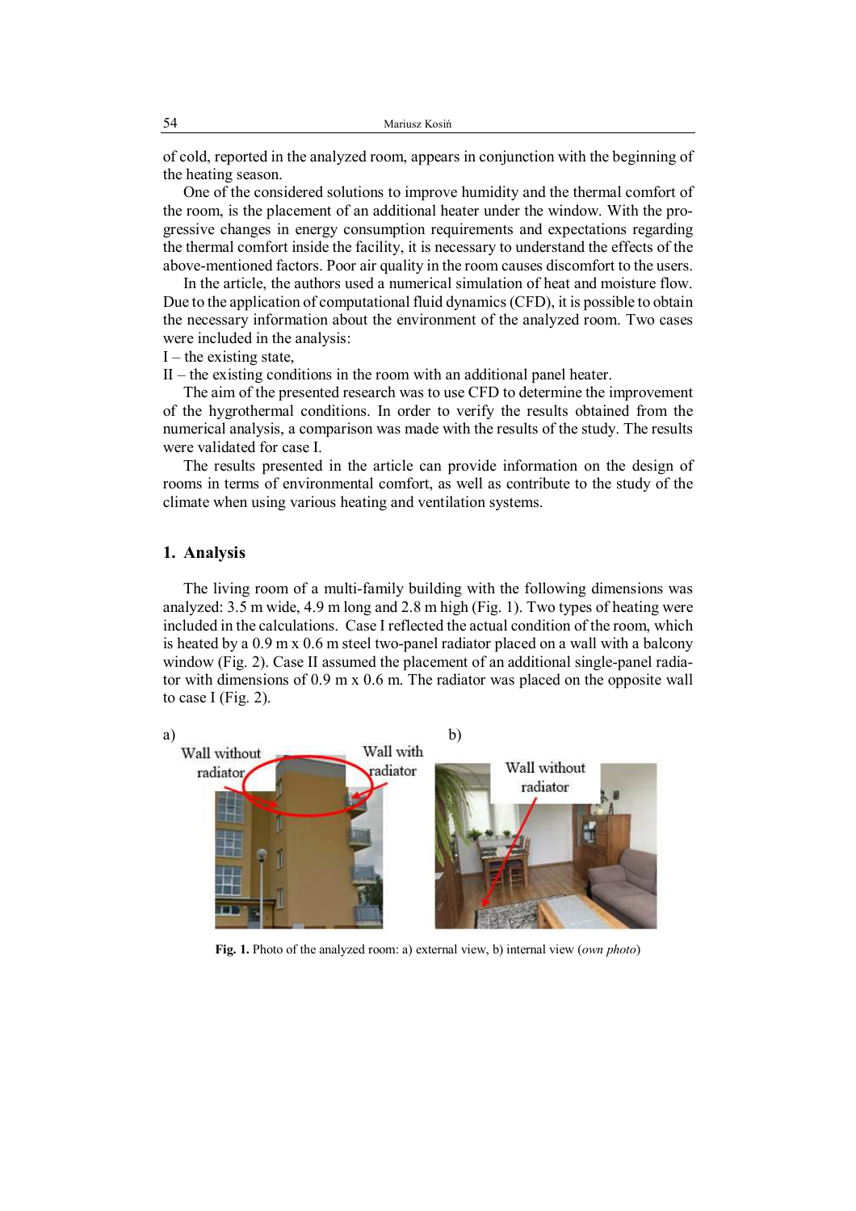of cold, reported in the analyzed room, appears in conjunction with the beginning of the heating season.

One of the considered solutions to improve humidity and the thermal comfort of the room, is the placement of an additional heater under the window. With the progressive changes in energy consumption requirements and expectations regarding the thermal comfort inside the facility, it is necessary to understand the effects of the above-mentioned factors. Poor air quality in the room causes discomfort to the users.

In the article, the authors used a numerical simulation of heat and moisture flow. Due to the application of computational fluid dynamics (CFD), it is possible to obtain the necessary information about the environment of the analyzed room. Two cases were included in the analysis:

I – the existing state,

II – the existing conditions in the room with an additional panel heater.

The aim of the presented research was to use CFD to determine the improvement of the hygrothermal conditions. In order to verify the results obtained from the numerical analysis, a comparison was made with the results of the study. The results were validated for case I.

The results presented in the article can provide information on the design of rooms in terms of environmental comfort, as well as contribute to the study of the climate when using various heating and ventilation systems.

## 1. Analysis

The living room of a multi-family building with the following dimensions was analyzed: 3.5 m wide, 4.9 m long and 2.8 m high (Fig. 1). Two types of heating were included in the calculations. Case I reflected the actual condition of the room, which is heated by a 0.9 m x 0.6 m steel two-panel radiator placed on a wall with a balcony window (Fig. 2). Case II assumed the placement of an additional single-panel radiator with dimensions of 0.9 m x 0.6 m. The radiator was placed on the opposite wall to case I (Fig. 2).

a) Wall without radiator, Wall with radiator

b) Wall without radiator

**Fig. 1.** Photo of the analyzed room: a) external view, b) internal view (*own photo*)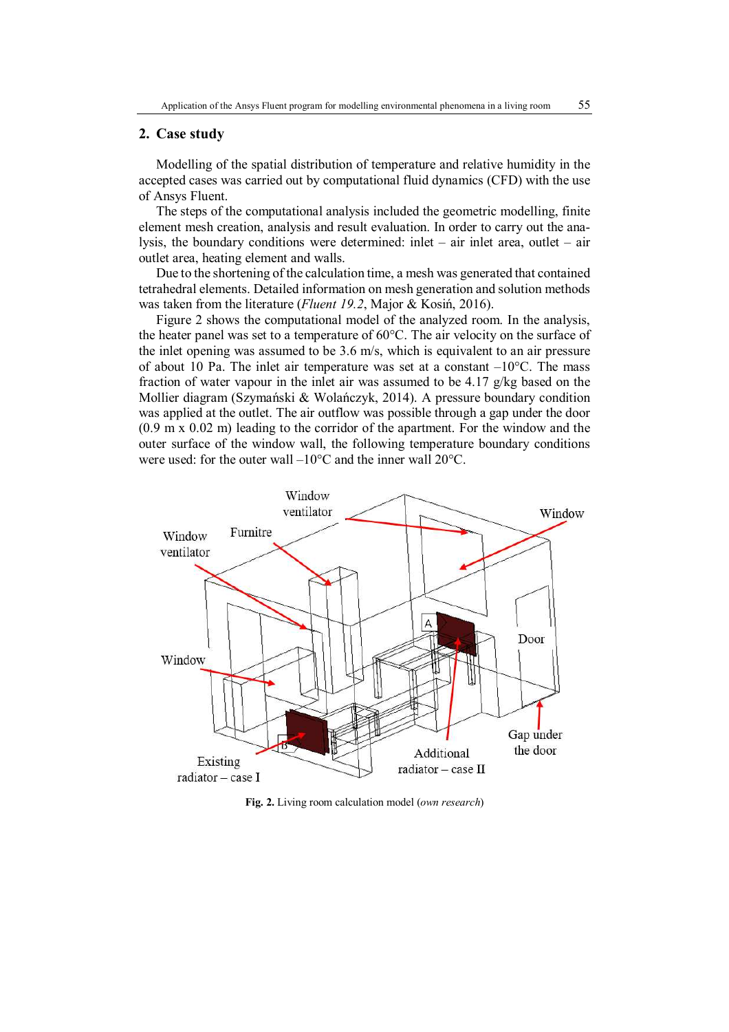## 2. Case study

Modelling of the spatial distribution of temperature and relative humidity in the accepted cases was carried out by computational fluid dynamics (CFD) with the use of Ansys Fluent.

The steps of the computational analysis included the geometric modelling, finite element mesh creation, analysis and result evaluation. In order to carry out the analysis, the boundary conditions were determined: inlet – air inlet area, outlet – air outlet area, heating element and walls.

Due to the shortening of the calculation time, a mesh was generated that contained tetrahedral elements. Detailed information on mesh generation and solution methods was taken from the literature (*Fluent 19.2*, Major & Kosiń, 2016).

Figure 2 shows the computational model of the analyzed room. In the analysis, the heater panel was set to a temperature of 60°C. The air velocity on the surface of the inlet opening was assumed to be 3.6 m/s, which is equivalent to an air pressure of about 10 Pa. The inlet air temperature was set at a constant –10°C. The mass fraction of water vapour in the inlet air was assumed to be 4.17 g/kg based on the Mollier diagram (Szymański & Wolańczyk, 2014). A pressure boundary condition was applied at the outlet. The air outflow was possible through a gap under the door (0.9 m x 0.02 m) leading to the corridor of the apartment. For the window and the outer surface of the window wall, the following temperature boundary conditions were used: for the outer wall –10°C and the inner wall 20°C.

**Fig. 2.** Living room calculation model (*own research*)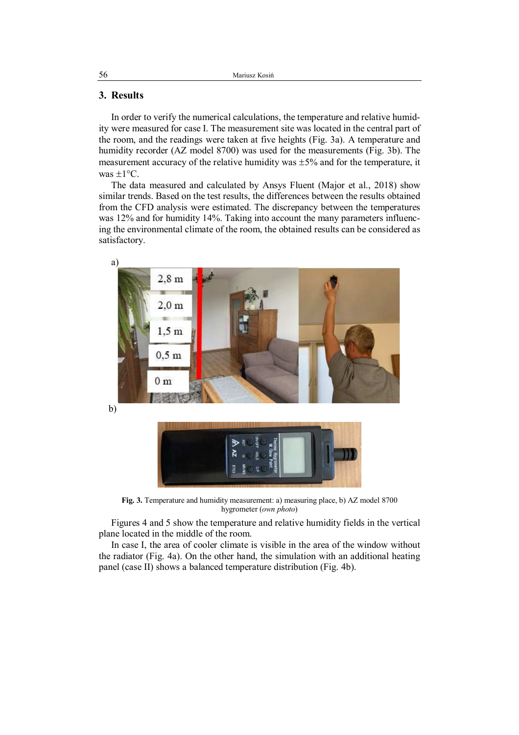## 3. Results

In order to verify the numerical calculations, the temperature and relative humidity were measured for case I. The measurement site was located in the central part of the room, and the readings were taken at five heights (Fig. 3a). A temperature and humidity recorder (AZ model 8700) was used for the measurements (Fig. 3b). The measurement accuracy of the relative humidity was ±5% and for the temperature, it was ±1°C.

The data measured and calculated by Ansys Fluent (Major et al., 2018) show similar trends. Based on the test results, the differences between the results obtained from the CFD analysis were estimated. The discrepancy between the temperatures was 12% and for humidity 14%. Taking into account the many parameters influencing the environmental climate of the room, the obtained results can be considered as satisfactory.

**Fig. 3.** Temperature and humidity measurement: a) measuring place, b) AZ model 8700 hygrometer (*own photo*)

Figures 4 and 5 show the temperature and relative humidity fields in the vertical plane located in the middle of the room.

In case I, the area of cooler climate is visible in the area of the window without the radiator (Fig. 4a). On the other hand, the simulation with an additional heating panel (case II) shows a balanced temperature distribution (Fig. 4b).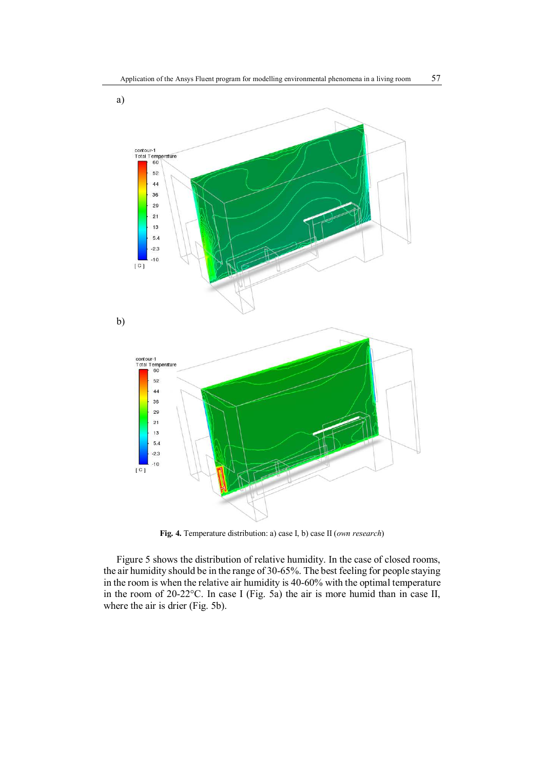a)

b)

**Fig. 4.** Temperature distribution: a) case I, b) case II (*own research*)

Figure 5 shows the distribution of relative humidity. In the case of closed rooms, the air humidity should be in the range of 30-65%. The best feeling for people staying in the room is when the relative air humidity is 40-60% with the optimal temperature in the room of 20-22°C. In case I (Fig. 5a) the air is more humid than in case II, where the air is drier (Fig. 5b).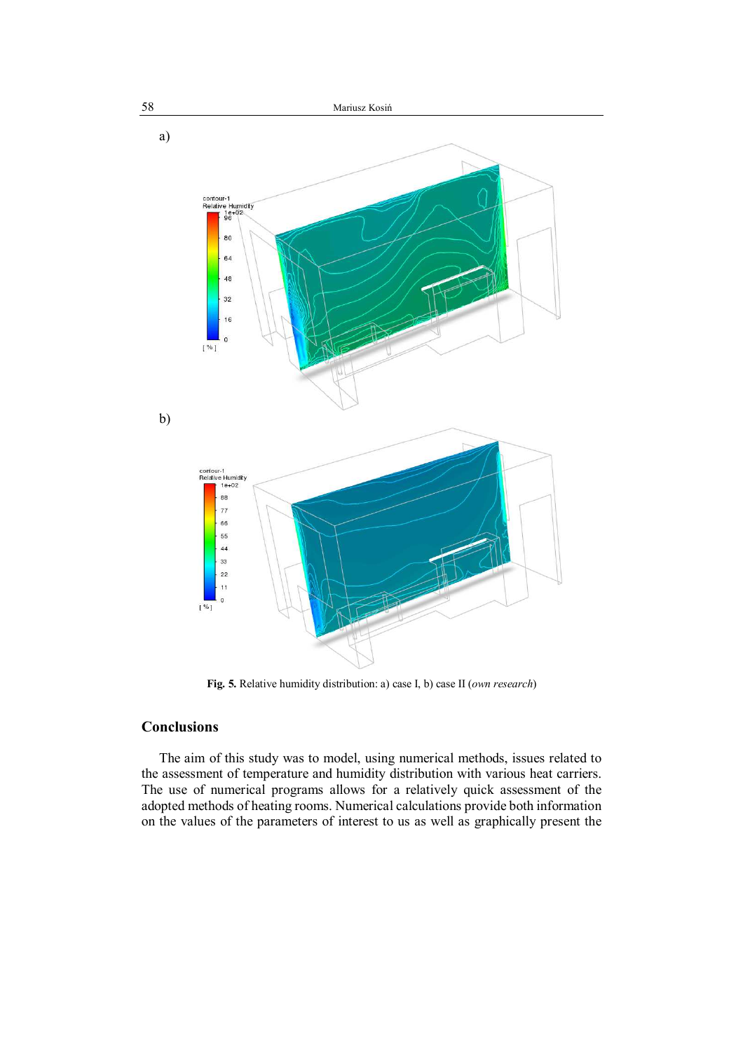a)

b)

**Fig. 5.** Relative humidity distribution: a) case I, b) case II (*own research*)

## Conclusions

The aim of this study was to model, using numerical methods, issues related to the assessment of temperature and humidity distribution with various heat carriers. The use of numerical programs allows for a relatively quick assessment of the adopted methods of heating rooms. Numerical calculations provide both information on the values of the parameters of interest to us as well as graphically present the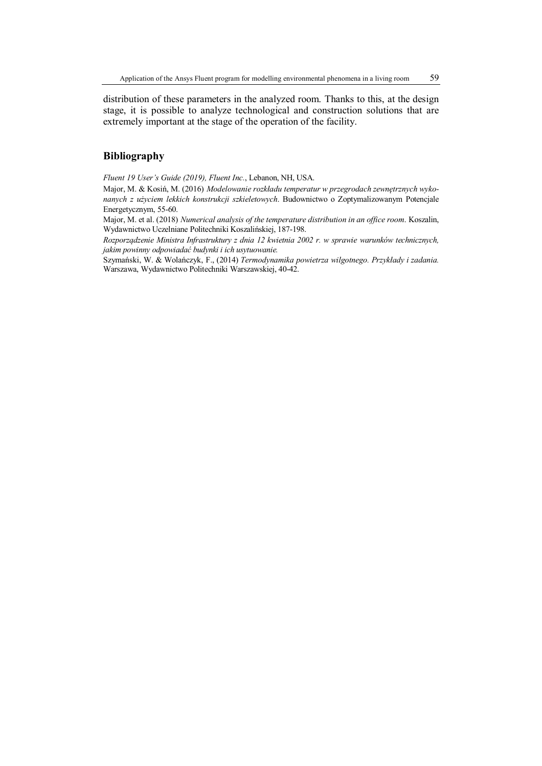distribution of these parameters in the analyzed room. Thanks to this, at the design stage, it is possible to analyze technological and construction solutions that are extremely important at the stage of the operation of the facility.

## Bibliography

*Fluent 19 User's Guide (2019), Fluent Inc.*, Lebanon, NH, USA.

Major, M. & Kosiń, M. (2016) *Modelowanie rozkładu temperatur w przegrodach zewnętrznych wykonanych z użyciem lekkich konstrukcji szkieletowych*. Budownictwo o Zoptymalizowanym Potencjale Energetycznym, 55-60.

Major, M. et al. (2018) *Numerical analysis of the temperature distribution in an office room*. Koszalin, Wydawnictwo Uczelniane Politechniki Koszalińskiej, 187-198.

*Rozporządzenie Ministra Infrastruktury z dnia 12 kwietnia 2002 r. w sprawie warunków technicznych, jakim powinny odpowiadać budynki i ich usytuowanie.*

Szymański, W. & Wolańczyk, F., (2014) *Termodynamika powietrza wilgotnego. Przykłady i zadania.* Warszawa, Wydawnictwo Politechniki Warszawskiej, 40-42.